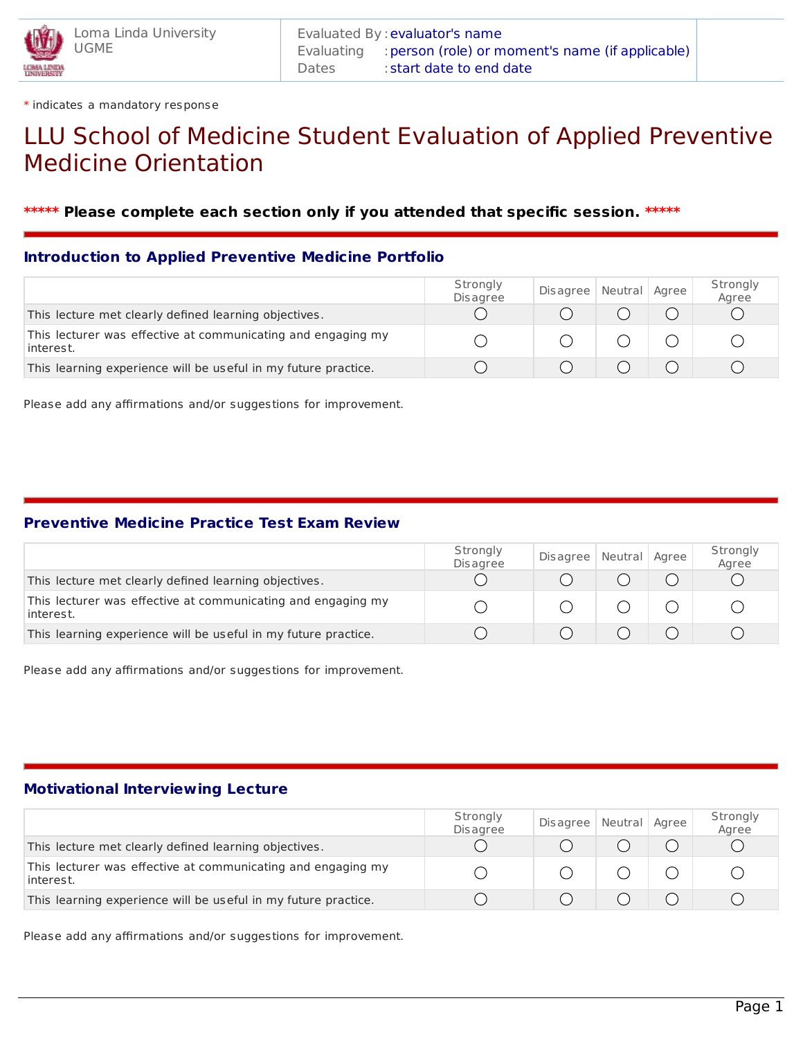Loma Linda University
UGME

Evaluated By : evaluator's name
Evaluating : person (role) or moment's name (if applicable)
Dates : start date to end date

* indicates a mandatory response

# LLU School of Medicine Student Evaluation of Applied Preventive Medicine Orientation

***** **Please complete each section only if you attended that specific session.** *****

## Introduction to Applied Preventive Medicine Portfolio

| | Strongly Disagree | Disagree | Neutral | Agree | Strongly Agree |
|---|---|---|---|---|---|
| This lecture met clearly defined learning objectives. | ◯ | ◯ | ◯ | ◯ | ◯ |
| This lecturer was effective at communicating and engaging my interest. | ◯ | ◯ | ◯ | ◯ | ◯ |
| This learning experience will be useful in my future practice. | ◯ | ◯ | ◯ | ◯ | ◯ |

Please add any affirmations and/or suggestions for improvement.

## Preventive Medicine Practice Test Exam Review

| | Strongly Disagree | Disagree | Neutral | Agree | Strongly Agree |
|---|---|---|---|---|---|
| This lecture met clearly defined learning objectives. | ◯ | ◯ | ◯ | ◯ | ◯ |
| This lecturer was effective at communicating and engaging my interest. | ◯ | ◯ | ◯ | ◯ | ◯ |
| This learning experience will be useful in my future practice. | ◯ | ◯ | ◯ | ◯ | ◯ |

Please add any affirmations and/or suggestions for improvement.

## Motivational Interviewing Lecture

| | Strongly Disagree | Disagree | Neutral | Agree | Strongly Agree |
|---|---|---|---|---|---|
| This lecture met clearly defined learning objectives. | ◯ | ◯ | ◯ | ◯ | ◯ |
| This lecturer was effective at communicating and engaging my interest. | ◯ | ◯ | ◯ | ◯ | ◯ |
| This learning experience will be useful in my future practice. | ◯ | ◯ | ◯ | ◯ | ◯ |

Please add any affirmations and/or suggestions for improvement.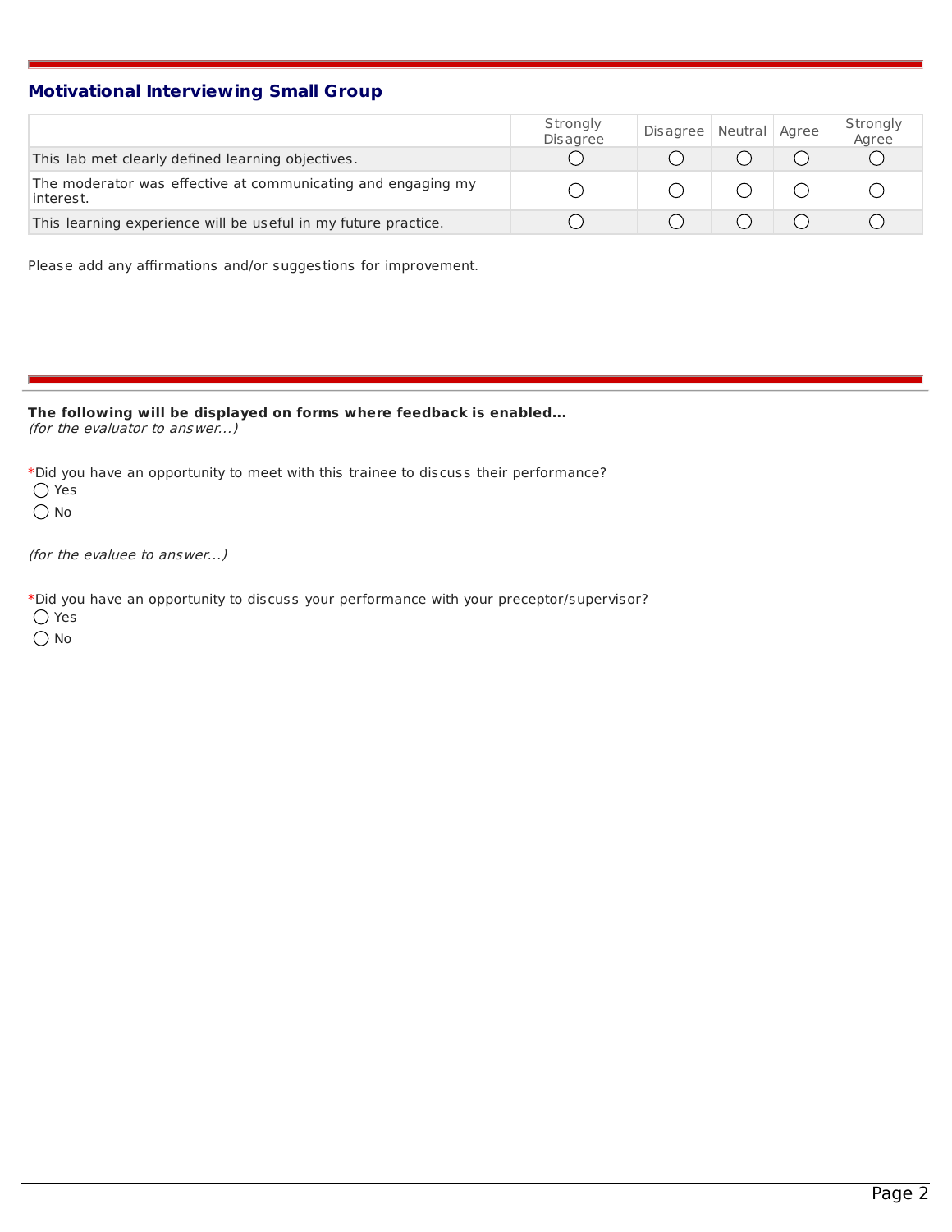## Motivational Interviewing Small Group

| | Strongly Disagree | Disagree | Neutral | Agree | Strongly Agree |
|---|---|---|---|---|---|
| This lab met clearly defined learning objectives. | ◯ | ◯ | ◯ | ◯ | ◯ |
| The moderator was effective at communicating and engaging my interest. | ◯ | ◯ | ◯ | ◯ | ◯ |
| This learning experience will be useful in my future practice. | ◯ | ◯ | ◯ | ◯ | ◯ |

Please add any affirmations and/or suggestions for improvement.

---

**The following will be displayed on forms where feedback is enabled...**
*(for the evaluator to answer...)*

*Did you have an opportunity to meet with this trainee to discuss their performance?

◯ Yes

◯ No

*(for the evaluee to answer...)*

*Did you have an opportunity to discuss your performance with your preceptor/supervisor?

◯ Yes

◯ No